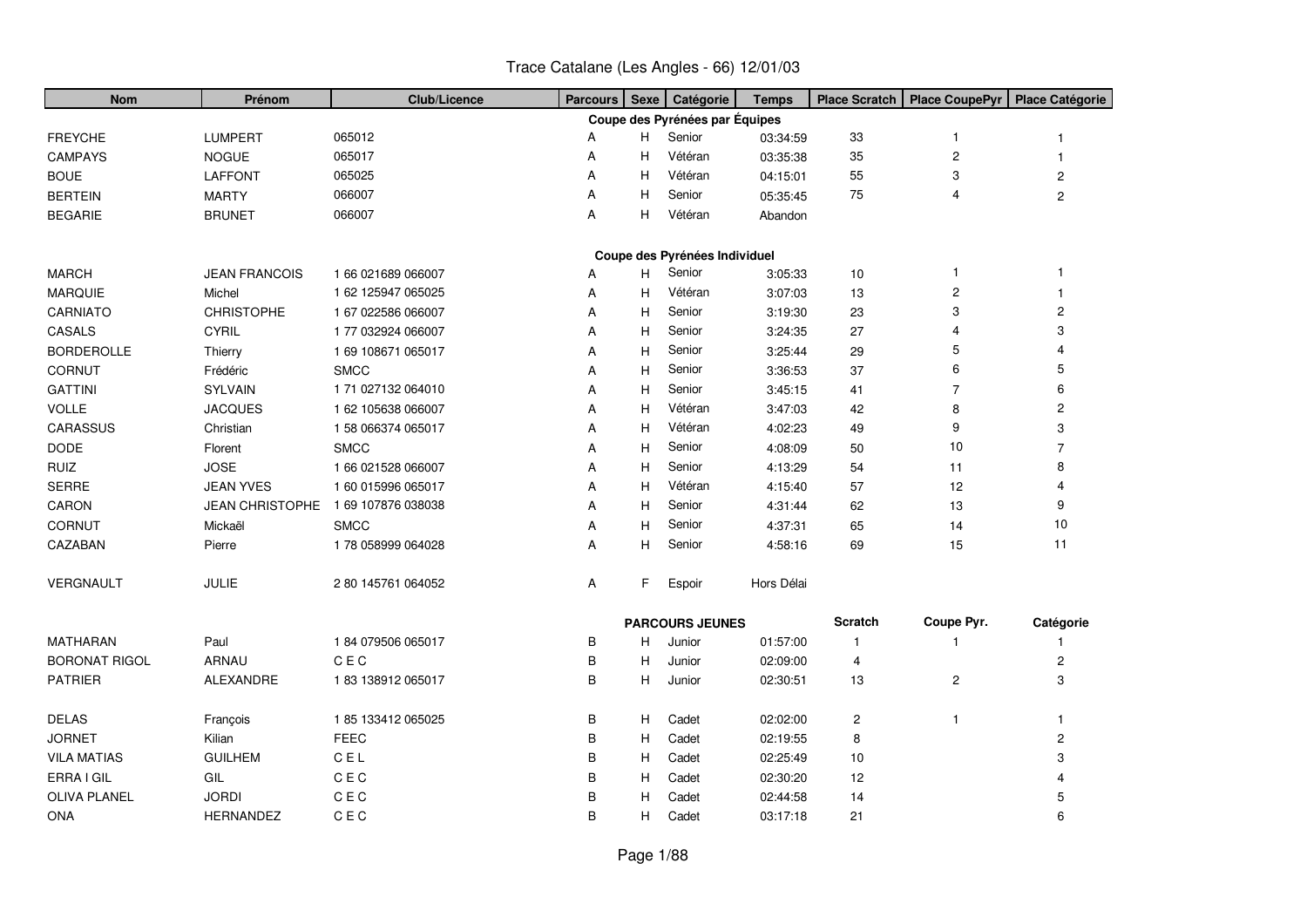# Trace Catalane (Les Angles - 66) 12/01/03

| Nom | Prénom | Club/Licence | Parcours | Sexe | Catégorie | Temps | Place Scratch | Place CoupePyr | Place Catégorie |
|---|---|---|---|---|---|---|---|---|---|
| | | | | | **Coupe des Pyrénées par Équipes** | | | | |
| FREYCHE | LUMPERT | 065012 | A | H | Senior | 03:34:59 | 33 | 1 | 1 |
| CAMPAYS | NOGUE | 065017 | A | H | Vétéran | 03:35:38 | 35 | 2 | 1 |
| BOUE | LAFFONT | 065025 | A | H | Vétéran | 04:15:01 | 55 | 3 | 2 |
| BERTEIN | MARTY | 066007 | A | H | Senior | 05:35:45 | 75 | 4 | 2 |
| BEGARIE | BRUNET | 066007 | A | H | Vétéran | Abandon | | | |
| | | | | | **Coupe des Pyrénées Individuel** | | | | |
| MARCH | JEAN FRANCOIS | 1 66 021689 066007 | A | H | Senior | 3:05:33 | 10 | 1 | 1 |
| MARQUIE | Michel | 1 62 125947 065025 | A | H | Vétéran | 3:07:03 | 13 | 2 | 1 |
| CARNIATO | CHRISTOPHE | 1 67 022586 066007 | A | H | Senior | 3:19:30 | 23 | 3 | 2 |
| CASALS | CYRIL | 1 77 032924 066007 | A | H | Senior | 3:24:35 | 27 | 4 | 3 |
| BORDEROLLE | Thierry | 1 69 108671 065017 | A | H | Senior | 3:25:44 | 29 | 5 | 4 |
| CORNUT | Frédéric | SMCC | A | H | Senior | 3:36:53 | 37 | 6 | 5 |
| GATTINI | SYLVAIN | 1 71 027132 064010 | A | H | Senior | 3:45:15 | 41 | 7 | 6 |
| VOLLE | JACQUES | 1 62 105638 066007 | A | H | Vétéran | 3:47:03 | 42 | 8 | 2 |
| CARASSUS | Christian | 1 58 066374 065017 | A | H | Vétéran | 4:02:23 | 49 | 9 | 3 |
| DODE | Florent | SMCC | A | H | Senior | 4:08:09 | 50 | 10 | 7 |
| RUIZ | JOSE | 1 66 021528 066007 | A | H | Senior | 4:13:29 | 54 | 11 | 8 |
| SERRE | JEAN YVES | 1 60 015996 065017 | A | H | Vétéran | 4:15:40 | 57 | 12 | 4 |
| CARON | JEAN CHRISTOPHE | 1 69 107876 038038 | A | H | Senior | 4:31:44 | 62 | 13 | 9 |
| CORNUT | Mickaël | SMCC | A | H | Senior | 4:37:31 | 65 | 14 | 10 |
| CAZABAN | Pierre | 1 78 058999 064028 | A | H | Senior | 4:58:16 | 69 | 15 | 11 |
| VERGNAULT | JULIE | 2 80 145761 064052 | A | F | Espoir | Hors Délai | | | |
| | | | | | **PARCOURS JEUNES** | | **Scratch** | **Coupe Pyr.** | **Catégorie** |
| MATHARAN | Paul | 1 84 079506 065017 | B | H | Junior | 01:57:00 | 1 | 1 | 1 |
| BORONAT RIGOL | ARNAU | C E C | B | H | Junior | 02:09:00 | 4 | | 2 |
| PATRIER | ALEXANDRE | 1 83 138912 065017 | B | H | Junior | 02:30:51 | 13 | 2 | 3 |
| DELAS | François | 1 85 133412 065025 | B | H | Cadet | 02:02:00 | 2 | 1 | 1 |
| JORNET | Kilian | FEEC | B | H | Cadet | 02:19:55 | 8 | | 2 |
| VILA MATIAS | GUILHEM | C E L | B | H | Cadet | 02:25:49 | 10 | | 3 |
| ERRA I GIL | GIL | C E C | B | H | Cadet | 02:30:20 | 12 | | 4 |
| OLIVA PLANEL | JORDI | C E C | B | H | Cadet | 02:44:58 | 14 | | 5 |
| ONA | HERNANDEZ | C E C | B | H | Cadet | 03:17:18 | 21 | | 6 |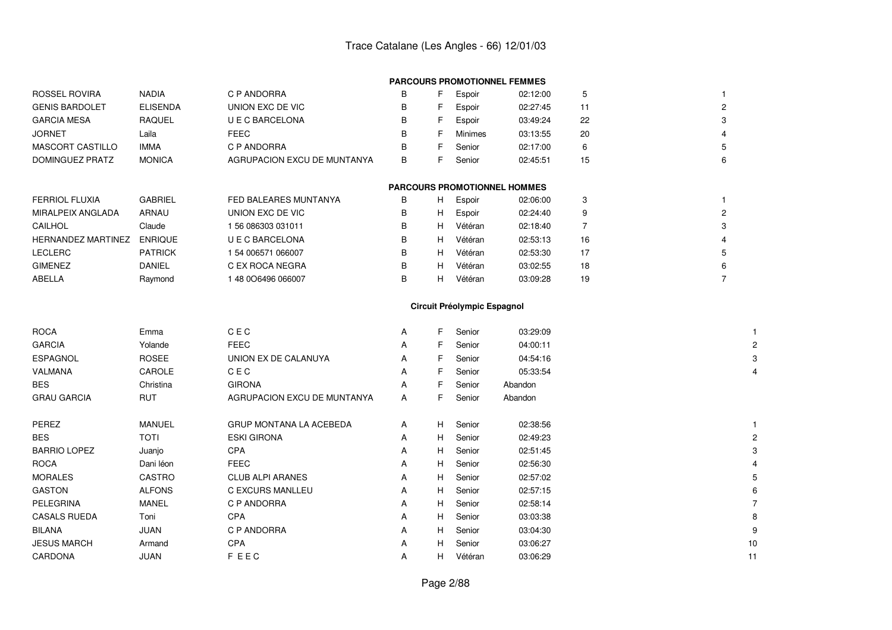# Trace Catalane (Les Angles - 66) 12/01/03

## PARCOURS PROMOTIONNEL FEMMES

| | | | | | | | | |
|---|---|---|---|---|---|---|---|---|
| ROSSEL ROVIRA | NADIA | C P ANDORRA | B | F | Espoir | 02:12:00 | 5 | 1 |
| GENIS BARDOLET | ELISENDA | UNION EXC DE VIC | B | F | Espoir | 02:27:45 | 11 | 2 |
| GARCIA MESA | RAQUEL | U E C BARCELONA | B | F | Espoir | 03:49:24 | 22 | 3 |
| JORNET | Laila | FEEC | B | F | Minimes | 03:13:55 | 20 | 4 |
| MASCORT CASTILLO | IMMA | C P ANDORRA | B | F | Senior | 02:17:00 | 6 | 5 |
| DOMINGUEZ PRATZ | MONICA | AGRUPACION EXCU DE MUNTANYA | B | F | Senior | 02:45:51 | 15 | 6 |

## PARCOURS PROMOTIONNEL HOMMES

| | | | | | | | | |
|---|---|---|---|---|---|---|---|---|
| FERRIOL FLUXIA | GABRIEL | FED BALEARES MUNTANYA | B | H | Espoir | 02:06:00 | 3 | 1 |
| MIRALPEIX ANGLADA | ARNAU | UNION EXC DE VIC | B | H | Espoir | 02:24:40 | 9 | 2 |
| CAILHOL | Claude | 1 56 086303 031011 | B | H | Vétéran | 02:18:40 | 7 | 3 |
| HERNANDEZ MARTINEZ | ENRIQUE | U E C BARCELONA | B | H | Vétéran | 02:53:13 | 16 | 4 |
| LECLERC | PATRICK | 1 54 006571 066007 | B | H | Vétéran | 02:53:30 | 17 | 5 |
| GIMENEZ | DANIEL | C EX ROCA NEGRA | B | H | Vétéran | 03:02:55 | 18 | 6 |
| ABELLA | Raymond | 1 48 0O6496 066007 | B | H | Vétéran | 03:09:28 | 19 | 7 |

## Circuit Préolympic Espagnol

| | | | | | | | |
|---|---|---|---|---|---|---|---|
| ROCA | Emma | C E C | A | F | Senior | 03:29:09 | 1 |
| GARCIA | Yolande | FEEC | A | F | Senior | 04:00:11 | 2 |
| ESPAGNOL | ROSEE | UNION EX DE CALANUYA | A | F | Senior | 04:54:16 | 3 |
| VALMANA | CAROLE | C E C | A | F | Senior | 05:33:54 | 4 |
| BES | Christina | GIRONA | A | F | Senior | Abandon | |
| GRAU GARCIA | RUT | AGRUPACION EXCU DE MUNTANYA | A | F | Senior | Abandon | |

| | | | | | | | |
|---|---|---|---|---|---|---|---|
| PEREZ | MANUEL | GRUP MONTANA LA ACEBEDA | A | H | Senior | 02:38:56 | 1 |
| BES | TOTI | ESKI GIRONA | A | H | Senior | 02:49:23 | 2 |
| BARRIO LOPEZ | Juanjo | CPA | A | H | Senior | 02:51:45 | 3 |
| ROCA | Dani léon | FEEC | A | H | Senior | 02:56:30 | 4 |
| MORALES | CASTRO | CLUB ALPI ARANES | A | H | Senior | 02:57:02 | 5 |
| GASTON | ALFONS | C EXCURS MANLLEU | A | H | Senior | 02:57:15 | 6 |
| PELEGRINA | MANEL | C P ANDORRA | A | H | Senior | 02:58:14 | 7 |
| CASALS RUEDA | Toni | CPA | A | H | Senior | 03:03:38 | 8 |
| BILANA | JUAN | C P ANDORRA | A | H | Senior | 03:04:30 | 9 |
| JESUS MARCH | Armand | CPA | A | H | Senior | 03:06:27 | 10 |
| CARDONA | JUAN | F E E C | A | H | Vétéran | 03:06:29 | 11 |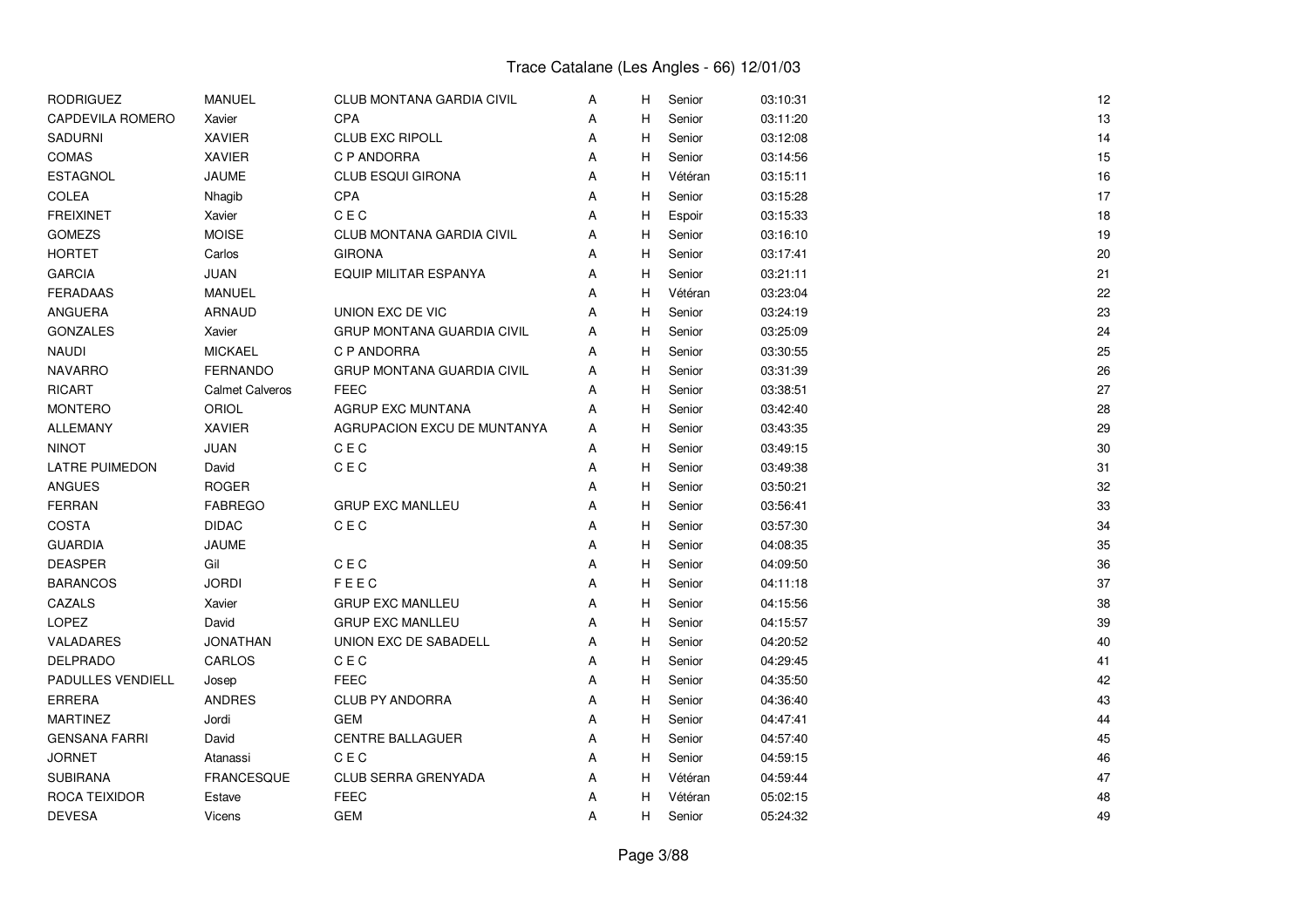Trace Catalane (Les Angles - 66) 12/01/03

| | | | | | | | |
|---|---|---|---|---|---|---|---|
| RODRIGUEZ | MANUEL | CLUB MONTANA GARDIA CIVIL | A | H | Senior | 03:10:31 | 12 |
| CAPDEVILA ROMERO | Xavier | CPA | A | H | Senior | 03:11:20 | 13 |
| SADURNI | XAVIER | CLUB EXC RIPOLL | A | H | Senior | 03:12:08 | 14 |
| COMAS | XAVIER | C P ANDORRA | A | H | Senior | 03:14:56 | 15 |
| ESTAGNOL | JAUME | CLUB ESQUI GIRONA | A | H | Vétéran | 03:15:11 | 16 |
| COLEA | Nhagib | CPA | A | H | Senior | 03:15:28 | 17 |
| FREIXINET | Xavier | C E C | A | H | Espoir | 03:15:33 | 18 |
| GOMEZS | MOISE | CLUB MONTANA GARDIA CIVIL | A | H | Senior | 03:16:10 | 19 |
| HORTET | Carlos | GIRONA | A | H | Senior | 03:17:41 | 20 |
| GARCIA | JUAN | EQUIP MILITAR ESPANYA | A | H | Senior | 03:21:11 | 21 |
| FERADAAS | MANUEL | | A | H | Vétéran | 03:23:04 | 22 |
| ANGUERA | ARNAUD | UNION EXC DE VIC | A | H | Senior | 03:24:19 | 23 |
| GONZALES | Xavier | GRUP MONTANA GUARDIA CIVIL | A | H | Senior | 03:25:09 | 24 |
| NAUDI | MICKAEL | C P ANDORRA | A | H | Senior | 03:30:55 | 25 |
| NAVARRO | FERNANDO | GRUP MONTANA GUARDIA CIVIL | A | H | Senior | 03:31:39 | 26 |
| RICART | Calmet Calveros | FEEC | A | H | Senior | 03:38:51 | 27 |
| MONTERO | ORIOL | AGRUP EXC MUNTANA | A | H | Senior | 03:42:40 | 28 |
| ALLEMANY | XAVIER | AGRUPACION EXCU DE MUNTANYA | A | H | Senior | 03:43:35 | 29 |
| NINOT | JUAN | C E C | A | H | Senior | 03:49:15 | 30 |
| LATRE PUIMEDON | David | C E C | A | H | Senior | 03:49:38 | 31 |
| ANGUES | ROGER | | A | H | Senior | 03:50:21 | 32 |
| FERRAN | FABREGO | GRUP EXC MANLLEU | A | H | Senior | 03:56:41 | 33 |
| COSTA | DIDAC | C E C | A | H | Senior | 03:57:30 | 34 |
| GUARDIA | JAUME | | A | H | Senior | 04:08:35 | 35 |
| DEASPER | Gil | C E C | A | H | Senior | 04:09:50 | 36 |
| BARANCOS | JORDI | F E E C | A | H | Senior | 04:11:18 | 37 |
| CAZALS | Xavier | GRUP EXC MANLLEU | A | H | Senior | 04:15:56 | 38 |
| LOPEZ | David | GRUP EXC MANLLEU | A | H | Senior | 04:15:57 | 39 |
| VALADARES | JONATHAN | UNION EXC DE SABADELL | A | H | Senior | 04:20:52 | 40 |
| DELPRADO | CARLOS | C E C | A | H | Senior | 04:29:45 | 41 |
| PADULLES VENDIELL | Josep | FEEC | A | H | Senior | 04:35:50 | 42 |
| ERRERA | ANDRES | CLUB PY ANDORRA | A | H | Senior | 04:36:40 | 43 |
| MARTINEZ | Jordi | GEM | A | H | Senior | 04:47:41 | 44 |
| GENSANA FARRI | David | CENTRE BALLAGUER | A | H | Senior | 04:57:40 | 45 |
| JORNET | Atanassi | C E C | A | H | Senior | 04:59:15 | 46 |
| SUBIRANA | FRANCESQUE | CLUB SERRA GRENYADA | A | H | Vétéran | 04:59:44 | 47 |
| ROCA TEIXIDOR | Estave | FEEC | A | H | Vétéran | 05:02:15 | 48 |
| DEVESA | Vicens | GEM | A | H | Senior | 05:24:32 | 49 |